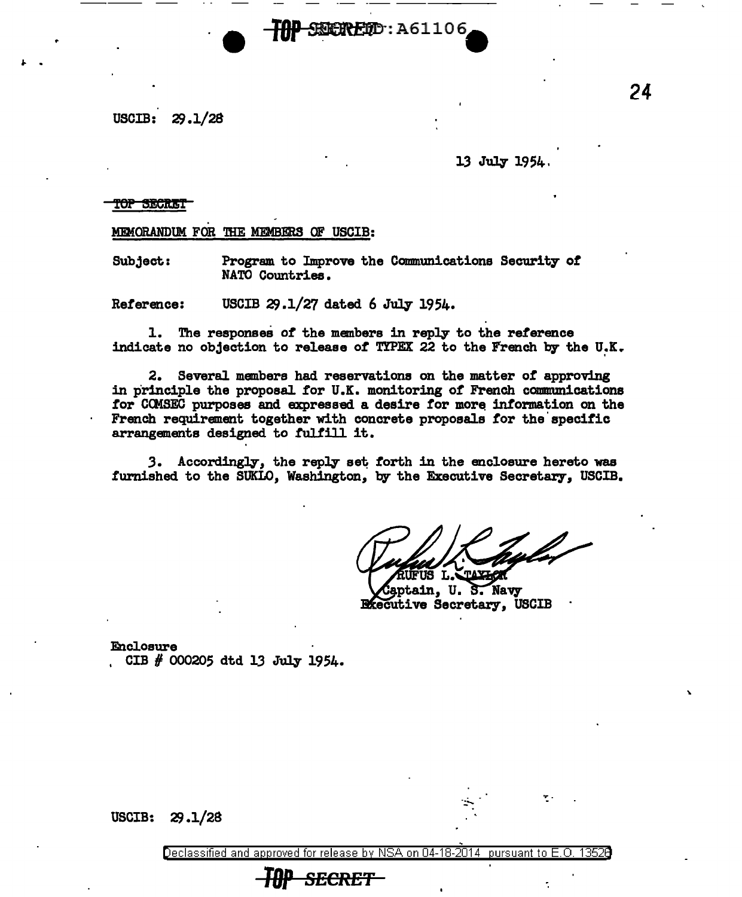USCIB: 29.1/28

13 July 1954.

~~TOP SECRET~~

MEMORANDUM FOR THE MEMBERS OF USCIB:

Subject: Program to Improve the Communications Security of NATO Countries.

Reference: USCIB 29.1/27 dated 6 July 1954.

1. The responses of the members in reply to the reference indicate no objection to release of TYPEX 22 to the French by the U.K.

2. Several members had reservations on the matter of approving in principle the proposal for U.K. monitoring of French communications for COMSEC purposes and expressed a desire for more information on the French requirement together with concrete proposals for the specific arrangements designed to fulfill it.

3. Accordingly, the reply set forth in the enclosure hereto was furnished to the SUKLO, Washington, by the Executive Secretary, USCIB.

RUFUS L. TAYLOR
Captain, U. S. Navy
Executive Secretary, USCIB

Enclosure
CIB # 000205 dtd 13 July 1954.

USCIB: 29.1/28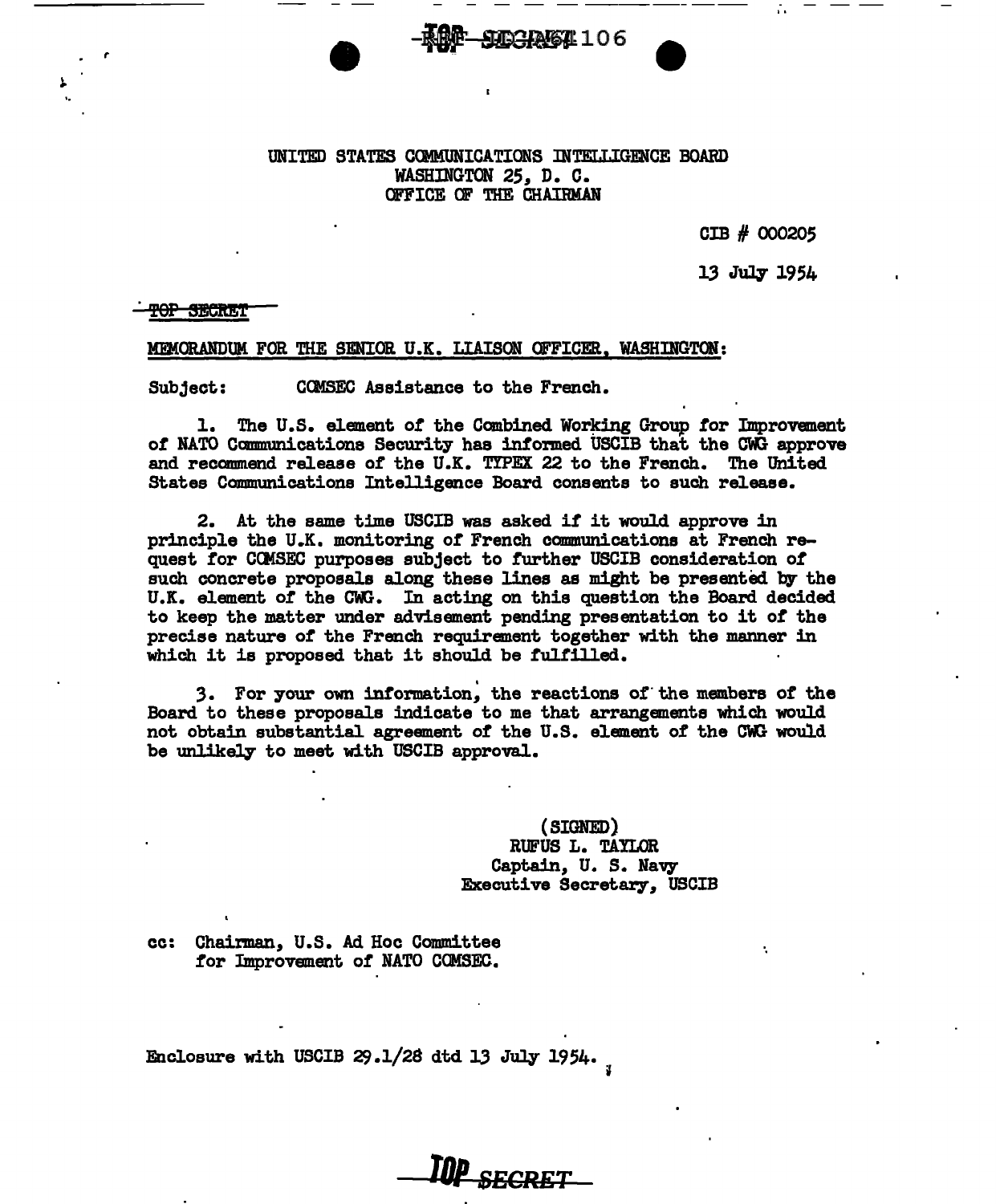~~TOP SECRET~~ 106

UNITED STATES COMMUNICATIONS INTELLIGENCE BOARD
WASHINGTON 25, D. C.
OFFICE OF THE CHAIRMAN

CIB # 000205

13 July 1954

~~TOP SECRET~~

MEMORANDUM FOR THE SENIOR U.K. LIAISON OFFICER, WASHINGTON:

Subject: COMSEC Assistance to the French.

1. The U.S. element of the Combined Working Group for Improvement of NATO Communications Security has informed USCIB that the CWG approve and recommend release of the U.K. TYPEX 22 to the French. The United States Communications Intelligence Board consents to such release.

2. At the same time USCIB was asked if it would approve in principle the U.K. monitoring of French communications at French request for COMSEC purposes subject to further USCIB consideration of such concrete proposals along these lines as might be presented by the U.K. element of the CWG. In acting on this question the Board decided to keep the matter under advisement pending presentation to it of the precise nature of the French requirement together with the manner in which it is proposed that it should be fulfilled.

3. For your own information, the reactions of the members of the Board to these proposals indicate to me that arrangements which would not obtain substantial agreement of the U.S. element of the CWG would be unlikely to meet with USCIB approval.

(SIGNED)
RUFUS L. TAYLOR
Captain, U. S. Navy
Executive Secretary, USCIB

cc: Chairman, U.S. Ad Hoc Committee for Improvement of NATO COMSEC.

Enclosure with USCIB 29.1/28 dtd 13 July 1954.

~~TOP SECRET~~